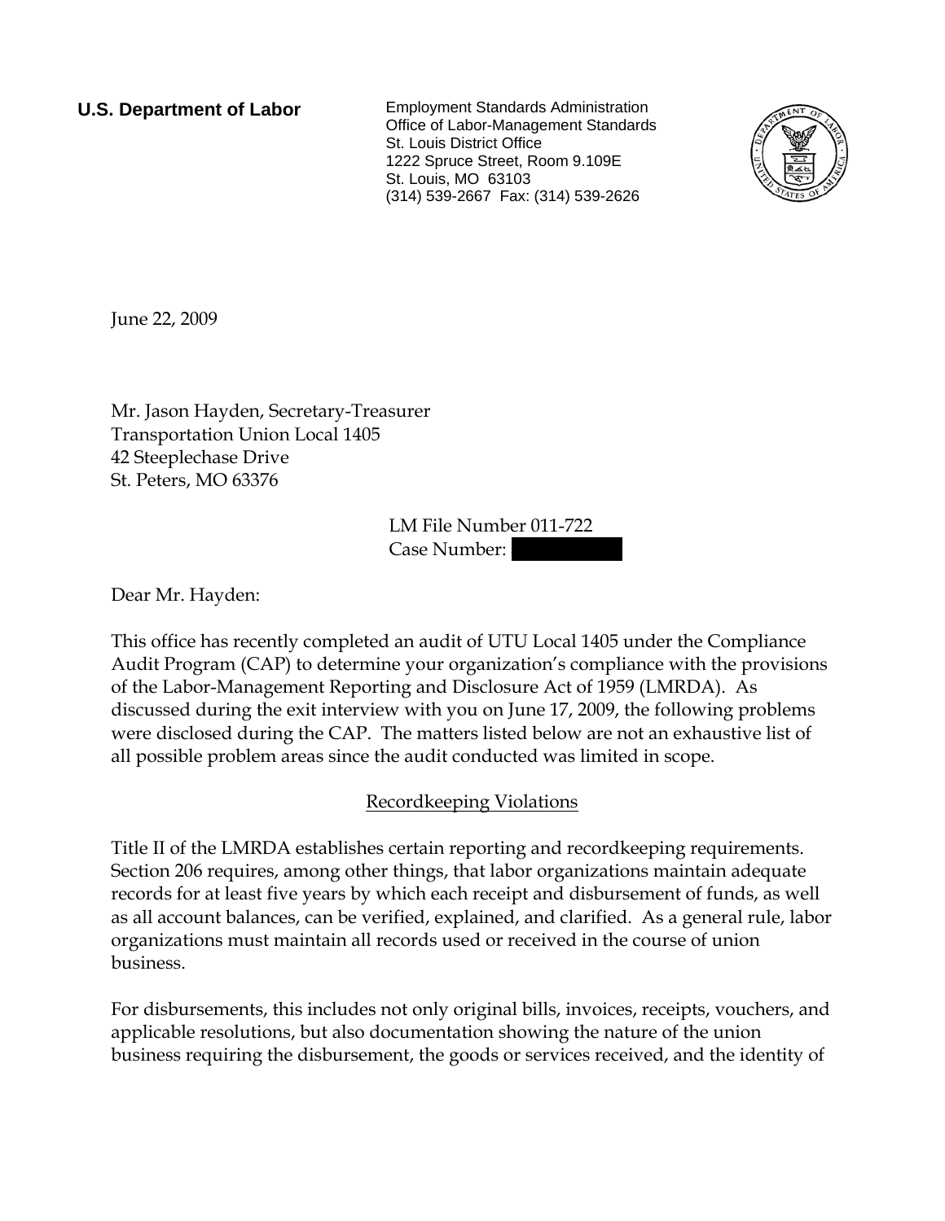**U.S. Department of Labor**

Employment Standards Administration
Office of Labor-Management Standards
St. Louis District Office
1222 Spruce Street, Room 9.109E
St. Louis, MO 63103
(314) 539-2667 Fax: (314) 539-2626

June 22, 2009

Mr. Jason Hayden, Secretary-Treasurer
Transportation Union Local 1405
42 Steeplechase Drive
St. Peters, MO 63376

LM File Number 011-722
Case Number: [REDACTED]

Dear Mr. Hayden:

This office has recently completed an audit of UTU Local 1405 under the Compliance Audit Program (CAP) to determine your organization's compliance with the provisions of the Labor-Management Reporting and Disclosure Act of 1959 (LMRDA). As discussed during the exit interview with you on June 17, 2009, the following problems were disclosed during the CAP. The matters listed below are not an exhaustive list of all possible problem areas since the audit conducted was limited in scope.

## Recordkeeping Violations

Title II of the LMRDA establishes certain reporting and recordkeeping requirements. Section 206 requires, among other things, that labor organizations maintain adequate records for at least five years by which each receipt and disbursement of funds, as well as all account balances, can be verified, explained, and clarified. As a general rule, labor organizations must maintain all records used or received in the course of union business.

For disbursements, this includes not only original bills, invoices, receipts, vouchers, and applicable resolutions, but also documentation showing the nature of the union business requiring the disbursement, the goods or services received, and the identity of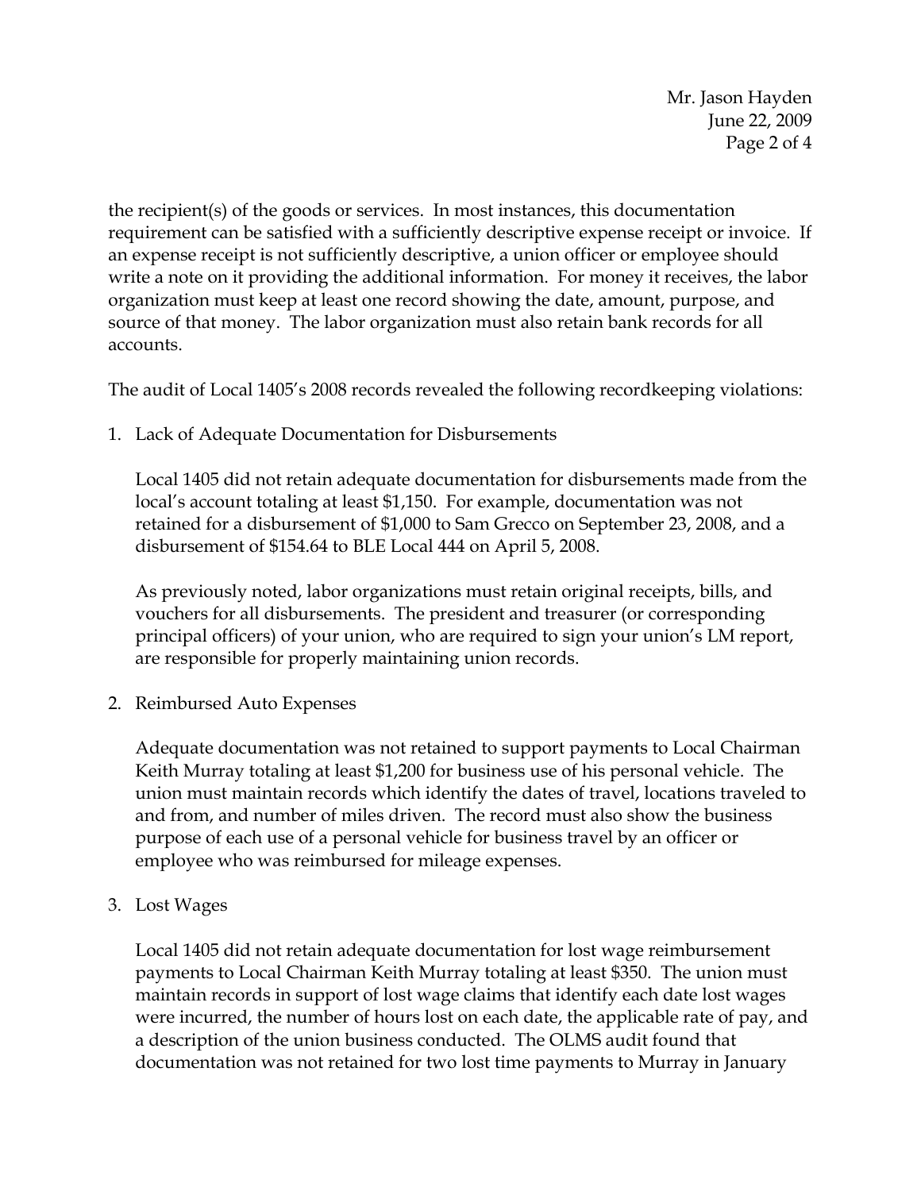the recipient(s) of the goods or services. In most instances, this documentation requirement can be satisfied with a sufficiently descriptive expense receipt or invoice. If an expense receipt is not sufficiently descriptive, a union officer or employee should write a note on it providing the additional information. For money it receives, the labor organization must keep at least one record showing the date, amount, purpose, and source of that money. The labor organization must also retain bank records for all accounts.

The audit of Local 1405's 2008 records revealed the following recordkeeping violations:

1. Lack of Adequate Documentation for Disbursements

   Local 1405 did not retain adequate documentation for disbursements made from the local's account totaling at least $1,150. For example, documentation was not retained for a disbursement of $1,000 to Sam Grecco on September 23, 2008, and a disbursement of $154.64 to BLE Local 444 on April 5, 2008.

   As previously noted, labor organizations must retain original receipts, bills, and vouchers for all disbursements. The president and treasurer (or corresponding principal officers) of your union, who are required to sign your union's LM report, are responsible for properly maintaining union records.

2. Reimbursed Auto Expenses

   Adequate documentation was not retained to support payments to Local Chairman Keith Murray totaling at least $1,200 for business use of his personal vehicle. The union must maintain records which identify the dates of travel, locations traveled to and from, and number of miles driven. The record must also show the business purpose of each use of a personal vehicle for business travel by an officer or employee who was reimbursed for mileage expenses.

3. Lost Wages

   Local 1405 did not retain adequate documentation for lost wage reimbursement payments to Local Chairman Keith Murray totaling at least $350. The union must maintain records in support of lost wage claims that identify each date lost wages were incurred, the number of hours lost on each date, the applicable rate of pay, and a description of the union business conducted. The OLMS audit found that documentation was not retained for two lost time payments to Murray in January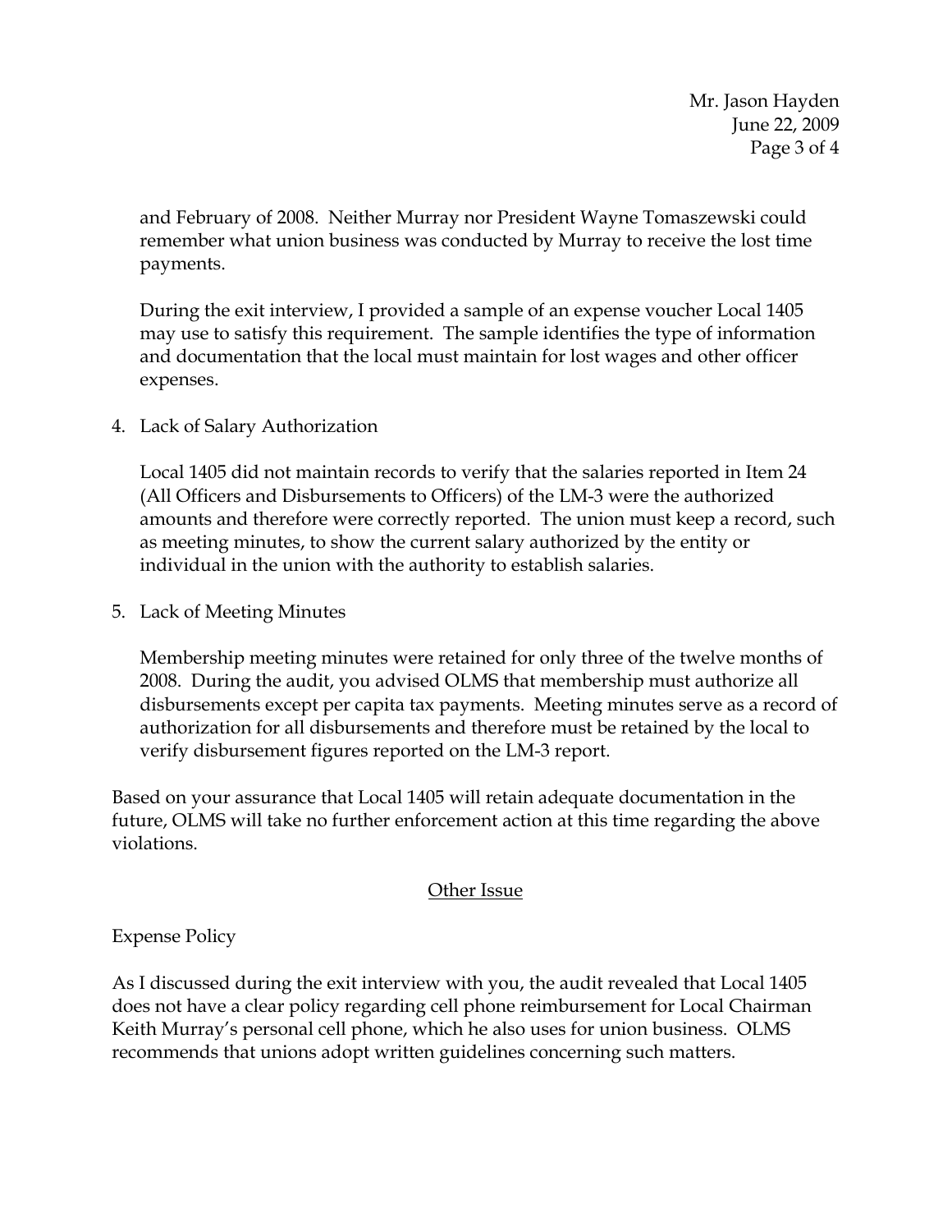and February of 2008. Neither Murray nor President Wayne Tomaszewski could remember what union business was conducted by Murray to receive the lost time payments.

During the exit interview, I provided a sample of an expense voucher Local 1405 may use to satisfy this requirement. The sample identifies the type of information and documentation that the local must maintain for lost wages and other officer expenses.

4. Lack of Salary Authorization

   Local 1405 did not maintain records to verify that the salaries reported in Item 24 (All Officers and Disbursements to Officers) of the LM-3 were the authorized amounts and therefore were correctly reported. The union must keep a record, such as meeting minutes, to show the current salary authorized by the entity or individual in the union with the authority to establish salaries.

5. Lack of Meeting Minutes

   Membership meeting minutes were retained for only three of the twelve months of 2008. During the audit, you advised OLMS that membership must authorize all disbursements except per capita tax payments. Meeting minutes serve as a record of authorization for all disbursements and therefore must be retained by the local to verify disbursement figures reported on the LM-3 report.

Based on your assurance that Local 1405 will retain adequate documentation in the future, OLMS will take no further enforcement action at this time regarding the above violations.

## Other Issue

Expense Policy

As I discussed during the exit interview with you, the audit revealed that Local 1405 does not have a clear policy regarding cell phone reimbursement for Local Chairman Keith Murray's personal cell phone, which he also uses for union business. OLMS recommends that unions adopt written guidelines concerning such matters.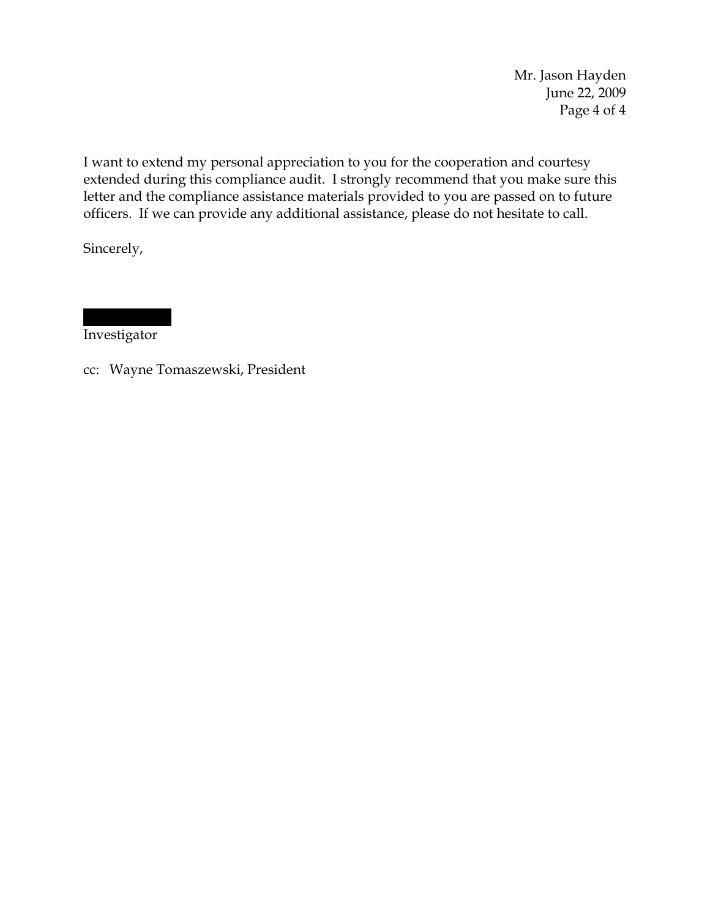I want to extend my personal appreciation to you for the cooperation and courtesy extended during this compliance audit. I strongly recommend that you make sure this letter and the compliance assistance materials provided to you are passed on to future officers. If we can provide any additional assistance, please do not hesitate to call.

Sincerely,

Investigator

cc: Wayne Tomaszewski, President